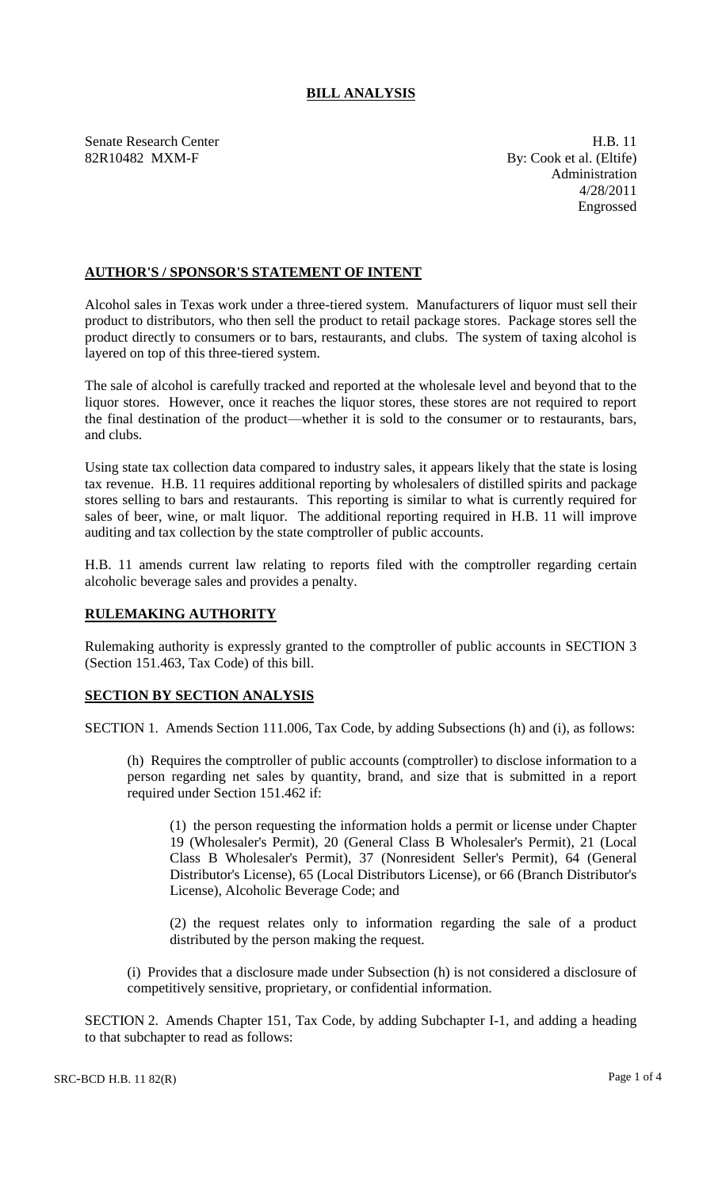# BILL ANALYSIS

Senate Research Center
82R10482 MXM-F

H.B. 11
By: Cook et al. (Eltife)
Administration
4/28/2011
Engrossed

## AUTHOR'S / SPONSOR'S STATEMENT OF INTENT

Alcohol sales in Texas work under a three-tiered system. Manufacturers of liquor must sell their product to distributors, who then sell the product to retail package stores. Package stores sell the product directly to consumers or to bars, restaurants, and clubs. The system of taxing alcohol is layered on top of this three-tiered system.

The sale of alcohol is carefully tracked and reported at the wholesale level and beyond that to the liquor stores. However, once it reaches the liquor stores, these stores are not required to report the final destination of the product—whether it is sold to the consumer or to restaurants, bars, and clubs.

Using state tax collection data compared to industry sales, it appears likely that the state is losing tax revenue. H.B. 11 requires additional reporting by wholesalers of distilled spirits and package stores selling to bars and restaurants. This reporting is similar to what is currently required for sales of beer, wine, or malt liquor. The additional reporting required in H.B. 11 will improve auditing and tax collection by the state comptroller of public accounts.

H.B. 11 amends current law relating to reports filed with the comptroller regarding certain alcoholic beverage sales and provides a penalty.

## RULEMAKING AUTHORITY

Rulemaking authority is expressly granted to the comptroller of public accounts in SECTION 3 (Section 151.463, Tax Code) of this bill.

## SECTION BY SECTION ANALYSIS

SECTION 1. Amends Section 111.006, Tax Code, by adding Subsections (h) and (i), as follows:

(h) Requires the comptroller of public accounts (comptroller) to disclose information to a person regarding net sales by quantity, brand, and size that is submitted in a report required under Section 151.462 if:

(1) the person requesting the information holds a permit or license under Chapter 19 (Wholesaler's Permit), 20 (General Class B Wholesaler's Permit), 21 (Local Class B Wholesaler's Permit), 37 (Nonresident Seller's Permit), 64 (General Distributor's License), 65 (Local Distributors License), or 66 (Branch Distributor's License), Alcoholic Beverage Code; and

(2) the request relates only to information regarding the sale of a product distributed by the person making the request.

(i) Provides that a disclosure made under Subsection (h) is not considered a disclosure of competitively sensitive, proprietary, or confidential information.

SECTION 2. Amends Chapter 151, Tax Code, by adding Subchapter I-1, and adding a heading to that subchapter to read as follows: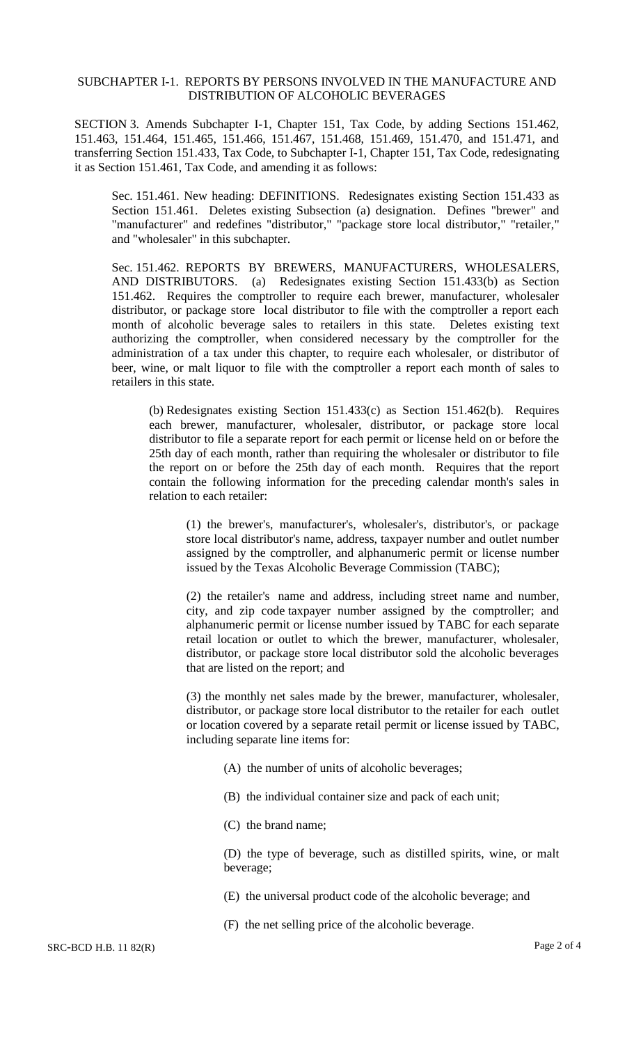SUBCHAPTER I-1. REPORTS BY PERSONS INVOLVED IN THE MANUFACTURE AND DISTRIBUTION OF ALCOHOLIC BEVERAGES

SECTION 3. Amends Subchapter I-1, Chapter 151, Tax Code, by adding Sections 151.462, 151.463, 151.464, 151.465, 151.466, 151.467, 151.468, 151.469, 151.470, and 151.471, and transferring Section 151.433, Tax Code, to Subchapter I-1, Chapter 151, Tax Code, redesignating it as Section 151.461, Tax Code, and amending it as follows:

Sec. 151.461. New heading: DEFINITIONS. Redesignates existing Section 151.433 as Section 151.461. Deletes existing Subsection (a) designation. Defines "brewer" and "manufacturer" and redefines "distributor," "package store local distributor," "retailer," and "wholesaler" in this subchapter.

Sec. 151.462. REPORTS BY BREWERS, MANUFACTURERS, WHOLESALERS, AND DISTRIBUTORS. (a) Redesignates existing Section 151.433(b) as Section 151.462. Requires the comptroller to require each brewer, manufacturer, wholesaler distributor, or package store local distributor to file with the comptroller a report each month of alcoholic beverage sales to retailers in this state. Deletes existing text authorizing the comptroller, when considered necessary by the comptroller for the administration of a tax under this chapter, to require each wholesaler, or distributor of beer, wine, or malt liquor to file with the comptroller a report each month of sales to retailers in this state.

(b) Redesignates existing Section 151.433(c) as Section 151.462(b). Requires each brewer, manufacturer, wholesaler, distributor, or package store local distributor to file a separate report for each permit or license held on or before the 25th day of each month, rather than requiring the wholesaler or distributor to file the report on or before the 25th day of each month. Requires that the report contain the following information for the preceding calendar month's sales in relation to each retailer:

(1) the brewer's, manufacturer's, wholesaler's, distributor's, or package store local distributor's name, address, taxpayer number and outlet number assigned by the comptroller, and alphanumeric permit or license number issued by the Texas Alcoholic Beverage Commission (TABC);

(2) the retailer's name and address, including street name and number, city, and zip code taxpayer number assigned by the comptroller; and alphanumeric permit or license number issued by TABC for each separate retail location or outlet to which the brewer, manufacturer, wholesaler, distributor, or package store local distributor sold the alcoholic beverages that are listed on the report; and

(3) the monthly net sales made by the brewer, manufacturer, wholesaler, distributor, or package store local distributor to the retailer for each outlet or location covered by a separate retail permit or license issued by TABC, including separate line items for:

(A) the number of units of alcoholic beverages;

(B) the individual container size and pack of each unit;

(C) the brand name;

(D) the type of beverage, such as distilled spirits, wine, or malt beverage;

(E) the universal product code of the alcoholic beverage; and

(F) the net selling price of the alcoholic beverage.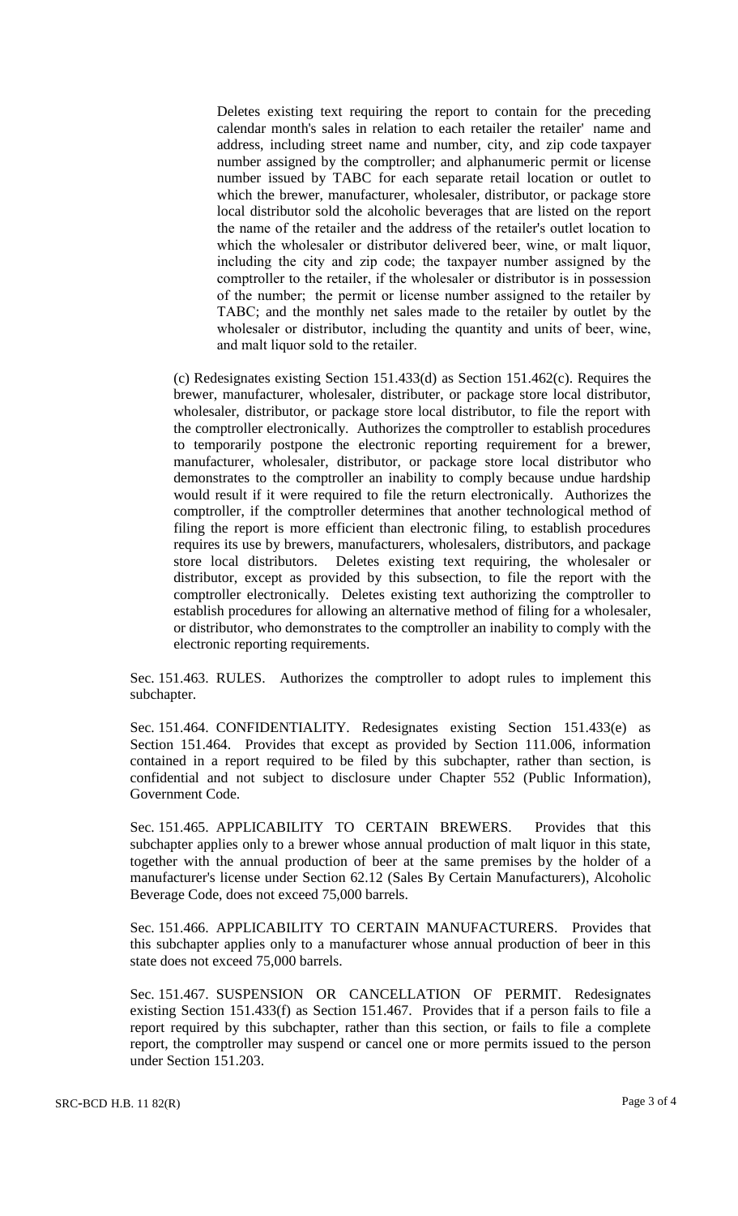Deletes existing text requiring the report to contain for the preceding calendar month's sales in relation to each retailer the retailer' name and address, including street name and number, city, and zip code taxpayer number assigned by the comptroller; and alphanumeric permit or license number issued by TABC for each separate retail location or outlet to which the brewer, manufacturer, wholesaler, distributor, or package store local distributor sold the alcoholic beverages that are listed on the report the name of the retailer and the address of the retailer's outlet location to which the wholesaler or distributor delivered beer, wine, or malt liquor, including the city and zip code; the taxpayer number assigned by the comptroller to the retailer, if the wholesaler or distributor is in possession of the number; the permit or license number assigned to the retailer by TABC; and the monthly net sales made to the retailer by outlet by the wholesaler or distributor, including the quantity and units of beer, wine, and malt liquor sold to the retailer.

(c) Redesignates existing Section 151.433(d) as Section 151.462(c). Requires the brewer, manufacturer, wholesaler, distributer, or package store local distributor, wholesaler, distributor, or package store local distributor, to file the report with the comptroller electronically. Authorizes the comptroller to establish procedures to temporarily postpone the electronic reporting requirement for a brewer, manufacturer, wholesaler, distributor, or package store local distributor who demonstrates to the comptroller an inability to comply because undue hardship would result if it were required to file the return electronically. Authorizes the comptroller, if the comptroller determines that another technological method of filing the report is more efficient than electronic filing, to establish procedures requires its use by brewers, manufacturers, wholesalers, distributors, and package store local distributors. Deletes existing text requiring, the wholesaler or distributor, except as provided by this subsection, to file the report with the comptroller electronically. Deletes existing text authorizing the comptroller to establish procedures for allowing an alternative method of filing for a wholesaler, or distributor, who demonstrates to the comptroller an inability to comply with the electronic reporting requirements.

Sec. 151.463. RULES. Authorizes the comptroller to adopt rules to implement this subchapter.

Sec. 151.464. CONFIDENTIALITY. Redesignates existing Section 151.433(e) as Section 151.464. Provides that except as provided by Section 111.006, information contained in a report required to be filed by this subchapter, rather than section, is confidential and not subject to disclosure under Chapter 552 (Public Information), Government Code.

Sec. 151.465. APPLICABILITY TO CERTAIN BREWERS. Provides that this subchapter applies only to a brewer whose annual production of malt liquor in this state, together with the annual production of beer at the same premises by the holder of a manufacturer's license under Section 62.12 (Sales By Certain Manufacturers), Alcoholic Beverage Code, does not exceed 75,000 barrels.

Sec. 151.466. APPLICABILITY TO CERTAIN MANUFACTURERS. Provides that this subchapter applies only to a manufacturer whose annual production of beer in this state does not exceed 75,000 barrels.

Sec. 151.467. SUSPENSION OR CANCELLATION OF PERMIT. Redesignates existing Section 151.433(f) as Section 151.467. Provides that if a person fails to file a report required by this subchapter, rather than this section, or fails to file a complete report, the comptroller may suspend or cancel one or more permits issued to the person under Section 151.203.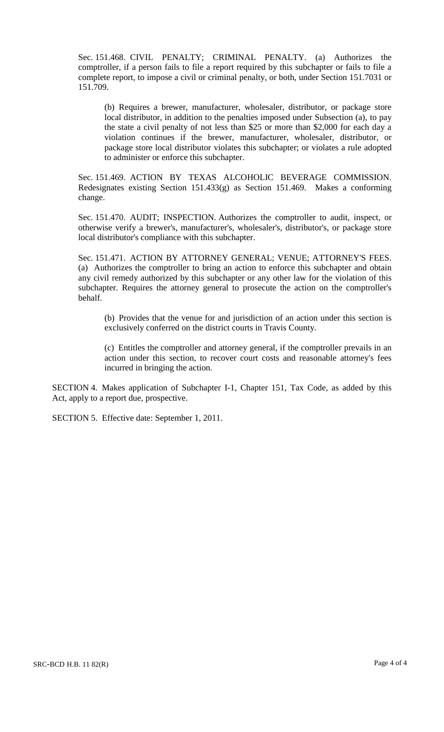Sec. 151.468. CIVIL PENALTY; CRIMINAL PENALTY. (a) Authorizes the comptroller, if a person fails to file a report required by this subchapter or fails to file a complete report, to impose a civil or criminal penalty, or both, under Section 151.7031 or 151.709.

(b) Requires a brewer, manufacturer, wholesaler, distributor, or package store local distributor, in addition to the penalties imposed under Subsection (a), to pay the state a civil penalty of not less than $25 or more than $2,000 for each day a violation continues if the brewer, manufacturer, wholesaler, distributor, or package store local distributor violates this subchapter; or violates a rule adopted to administer or enforce this subchapter.

Sec. 151.469. ACTION BY TEXAS ALCOHOLIC BEVERAGE COMMISSION. Redesignates existing Section 151.433(g) as Section 151.469. Makes a conforming change.

Sec. 151.470. AUDIT; INSPECTION. Authorizes the comptroller to audit, inspect, or otherwise verify a brewer's, manufacturer's, wholesaler's, distributor's, or package store local distributor's compliance with this subchapter.

Sec. 151.471. ACTION BY ATTORNEY GENERAL; VENUE; ATTORNEY'S FEES. (a) Authorizes the comptroller to bring an action to enforce this subchapter and obtain any civil remedy authorized by this subchapter or any other law for the violation of this subchapter. Requires the attorney general to prosecute the action on the comptroller's behalf.

(b) Provides that the venue for and jurisdiction of an action under this section is exclusively conferred on the district courts in Travis County.

(c) Entitles the comptroller and attorney general, if the comptroller prevails in an action under this section, to recover court costs and reasonable attorney's fees incurred in bringing the action.

SECTION 4. Makes application of Subchapter I-1, Chapter 151, Tax Code, as added by this Act, apply to a report due, prospective.

SECTION 5. Effective date: September 1, 2011.